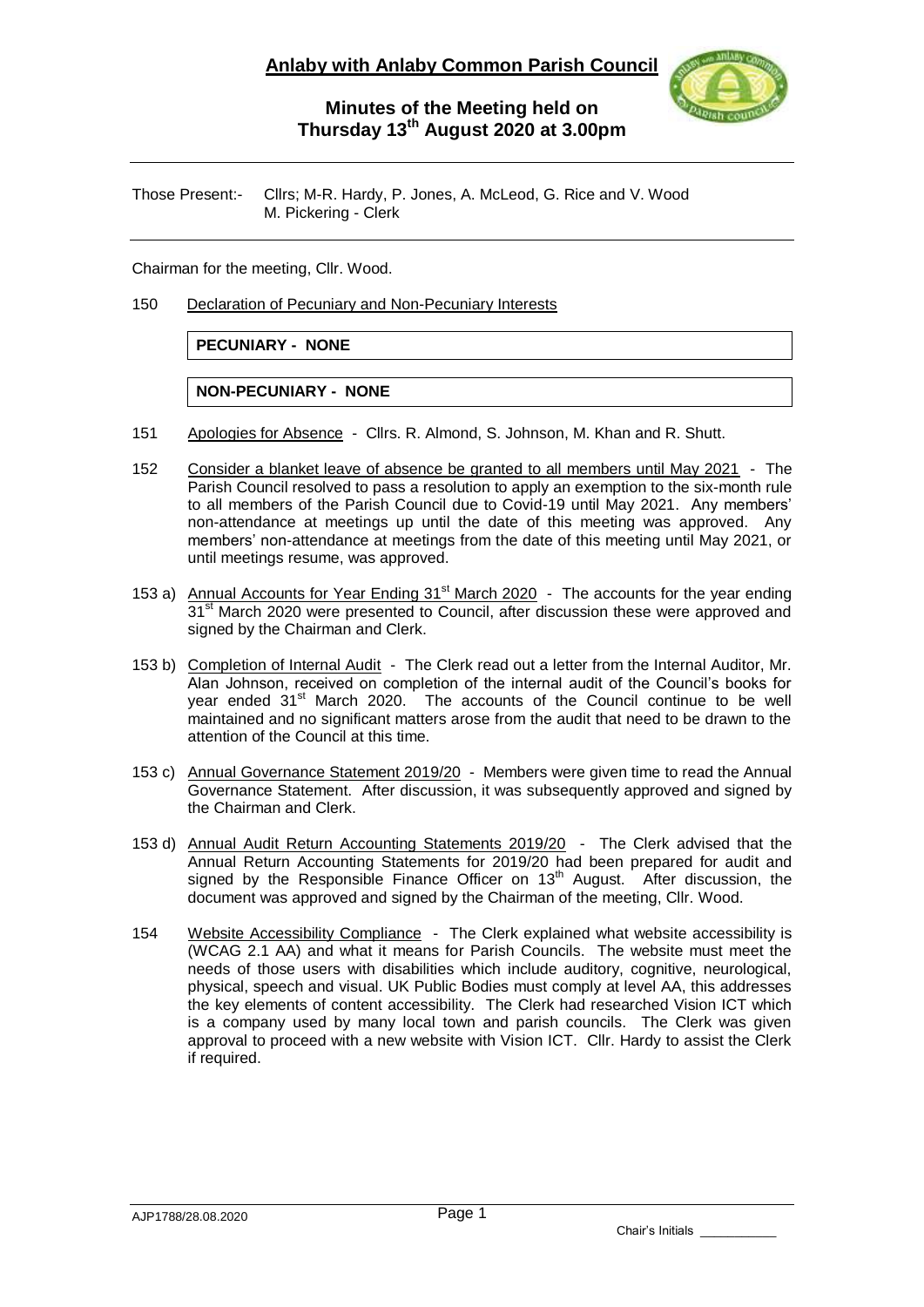# Anlaby with Anlaby Common Parish Council

## Minutes of the Meeting held on Thursday 13th August 2020 at 3.00pm

Those Present:- Cllrs; M-R. Hardy, P. Jones, A. McLeod, G. Rice and V. Wood
M. Pickering - Clerk

Chairman for the meeting, Cllr. Wood.

150 Declaration of Pecuniary and Non-Pecuniary Interests

**PECUNIARY - NONE**

**NON-PECUNIARY - NONE**

151 Apologies for Absence - Cllrs. R. Almond, S. Johnson, M. Khan and R. Shutt.

152 Consider a blanket leave of absence be granted to all members until May 2021 - The Parish Council resolved to pass a resolution to apply an exemption to the six-month rule to all members of the Parish Council due to Covid-19 until May 2021. Any members' non-attendance at meetings up until the date of this meeting was approved. Any members' non-attendance at meetings from the date of this meeting until May 2021, or until meetings resume, was approved.

153 a) Annual Accounts for Year Ending 31st March 2020 - The accounts for the year ending 31st March 2020 were presented to Council, after discussion these were approved and signed by the Chairman and Clerk.

153 b) Completion of Internal Audit - The Clerk read out a letter from the Internal Auditor, Mr. Alan Johnson, received on completion of the internal audit of the Council's books for year ended 31st March 2020. The accounts of the Council continue to be well maintained and no significant matters arose from the audit that need to be drawn to the attention of the Council at this time.

153 c) Annual Governance Statement 2019/20 - Members were given time to read the Annual Governance Statement. After discussion, it was subsequently approved and signed by the Chairman and Clerk.

153 d) Annual Audit Return Accounting Statements 2019/20 - The Clerk advised that the Annual Return Accounting Statements for 2019/20 had been prepared for audit and signed by the Responsible Finance Officer on 13th August. After discussion, the document was approved and signed by the Chairman of the meeting, Cllr. Wood.

154 Website Accessibility Compliance - The Clerk explained what website accessibility is (WCAG 2.1 AA) and what it means for Parish Councils. The website must meet the needs of those users with disabilities which include auditory, cognitive, neurological, physical, speech and visual. UK Public Bodies must comply at level AA, this addresses the key elements of content accessibility. The Clerk had researched Vision ICT which is a company used by many local town and parish councils. The Clerk was given approval to proceed with a new website with Vision ICT. Cllr. Hardy to assist the Clerk if required.

AJP1788/28.08.2020

Chair's Initials ___________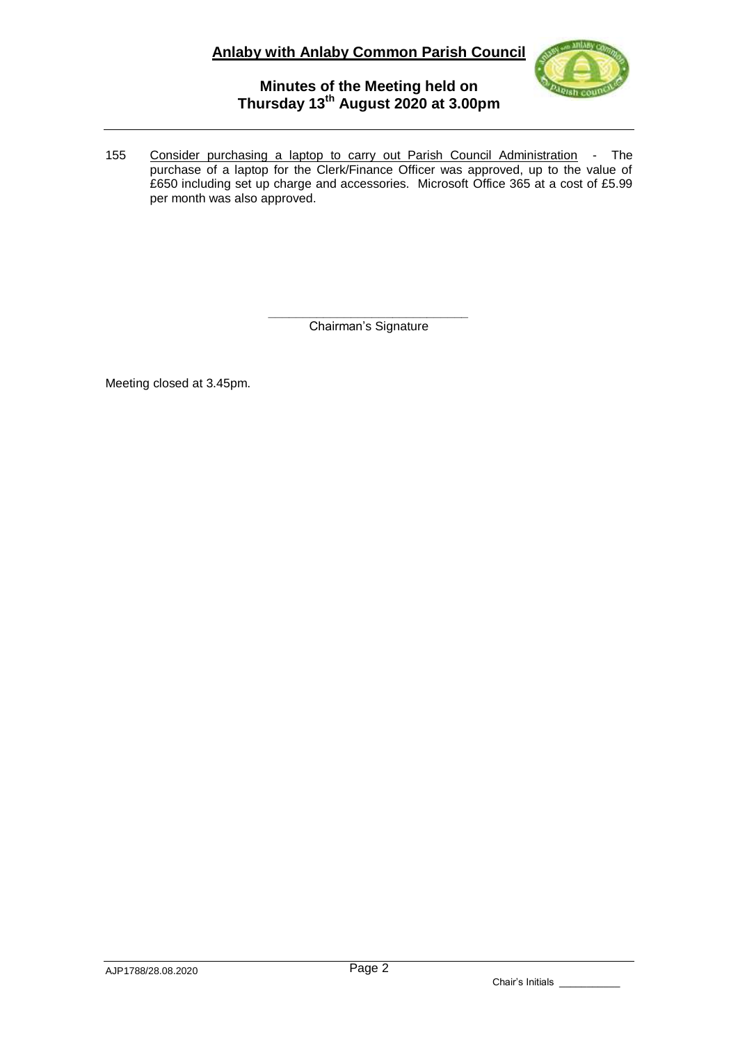155 Consider purchasing a laptop to carry out Parish Council Administration - The purchase of a laptop for the Clerk/Finance Officer was approved, up to the value of £650 including set up charge and accessories. Microsoft Office 365 at a cost of £5.99 per month was also approved.

\_\_\_\_\_\_\_\_\_\_\_\_\_\_\_\_\_\_\_\_\_\_\_\_\_\_\_\_\_\_

Chairman's Signature

Meeting closed at 3.45pm.